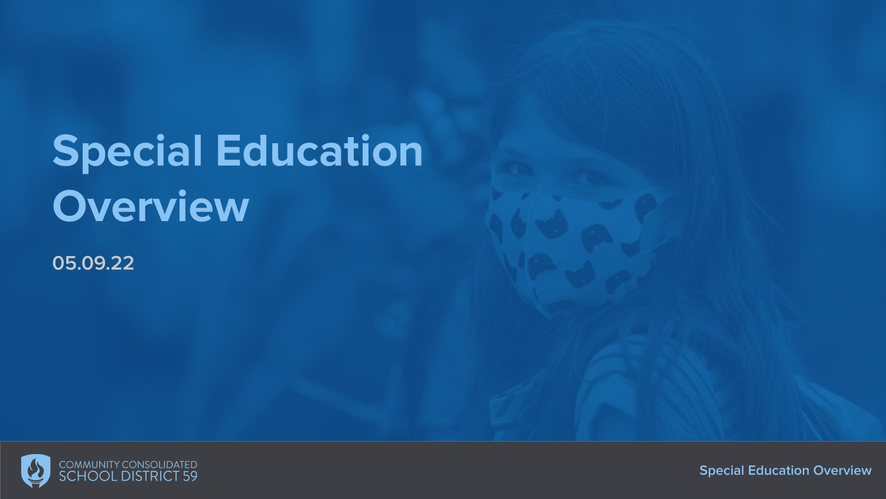# Special Education Overview

05.09.22

COMMUNITY CONSOLIDATED SCHOOL DISTRICT 59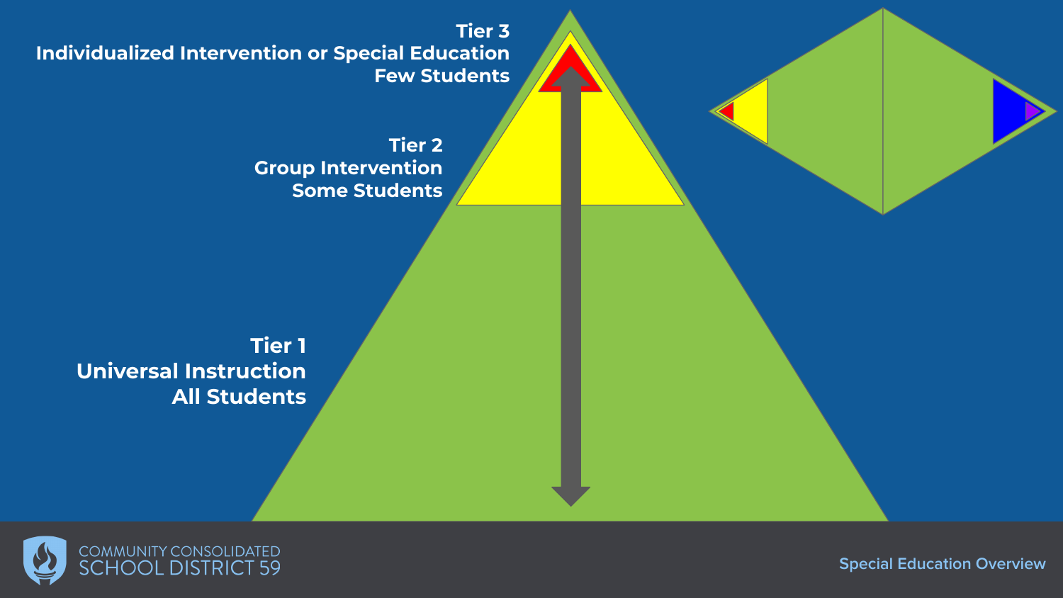Tier 3
Individualized Intervention or Special Education
Few Students

Tier 2
Group Intervention
Some Students

Tier 1
Universal Instruction
All Students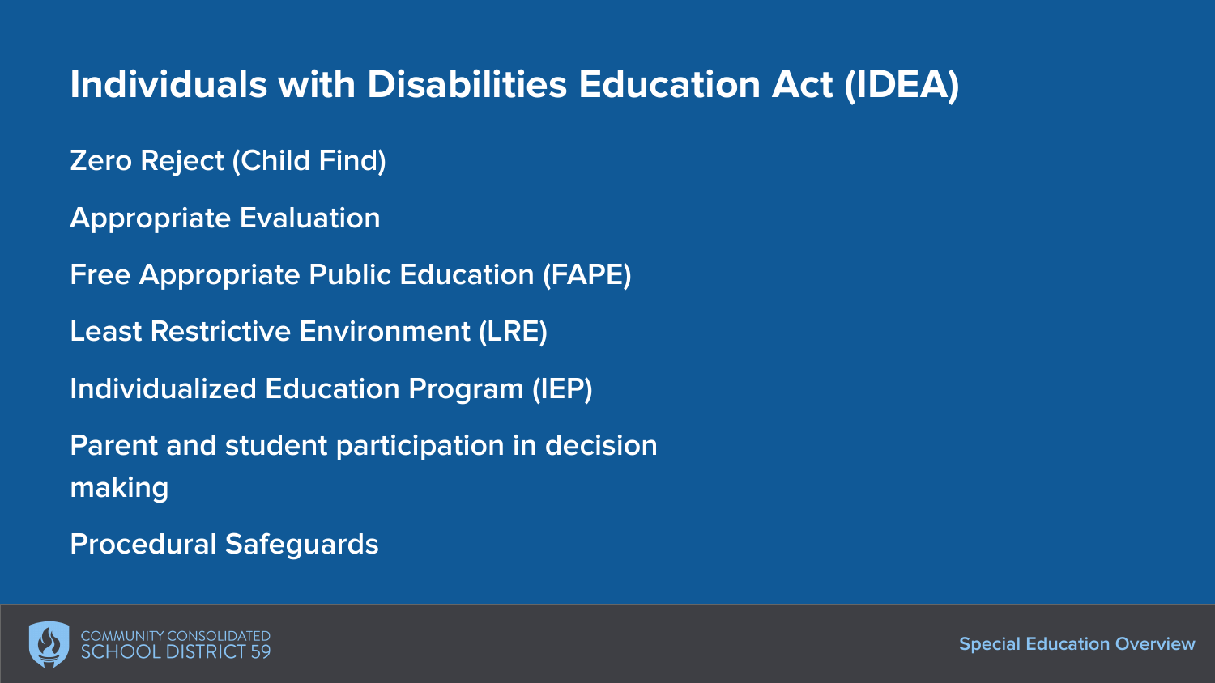# Individuals with Disabilities Education Act (IDEA)

Zero Reject (Child Find)

Appropriate Evaluation

Free Appropriate Public Education (FAPE)

Least Restrictive Environment (LRE)

Individualized Education Program (IEP)

Parent and student participation in decision making

Procedural Safeguards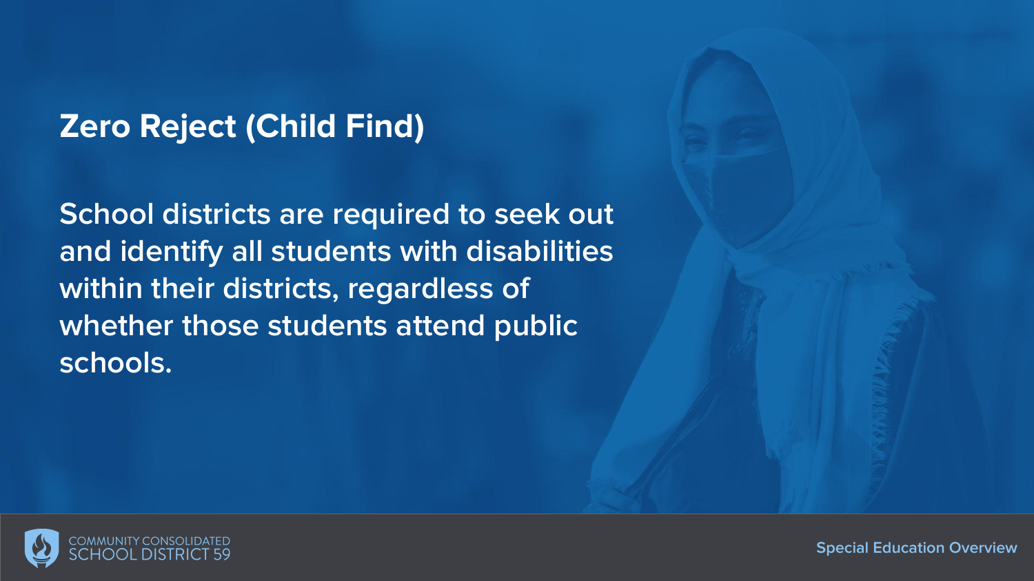## Zero Reject (Child Find)

School districts are required to seek out and identify all students with disabilities within their districts, regardless of whether those students attend public schools.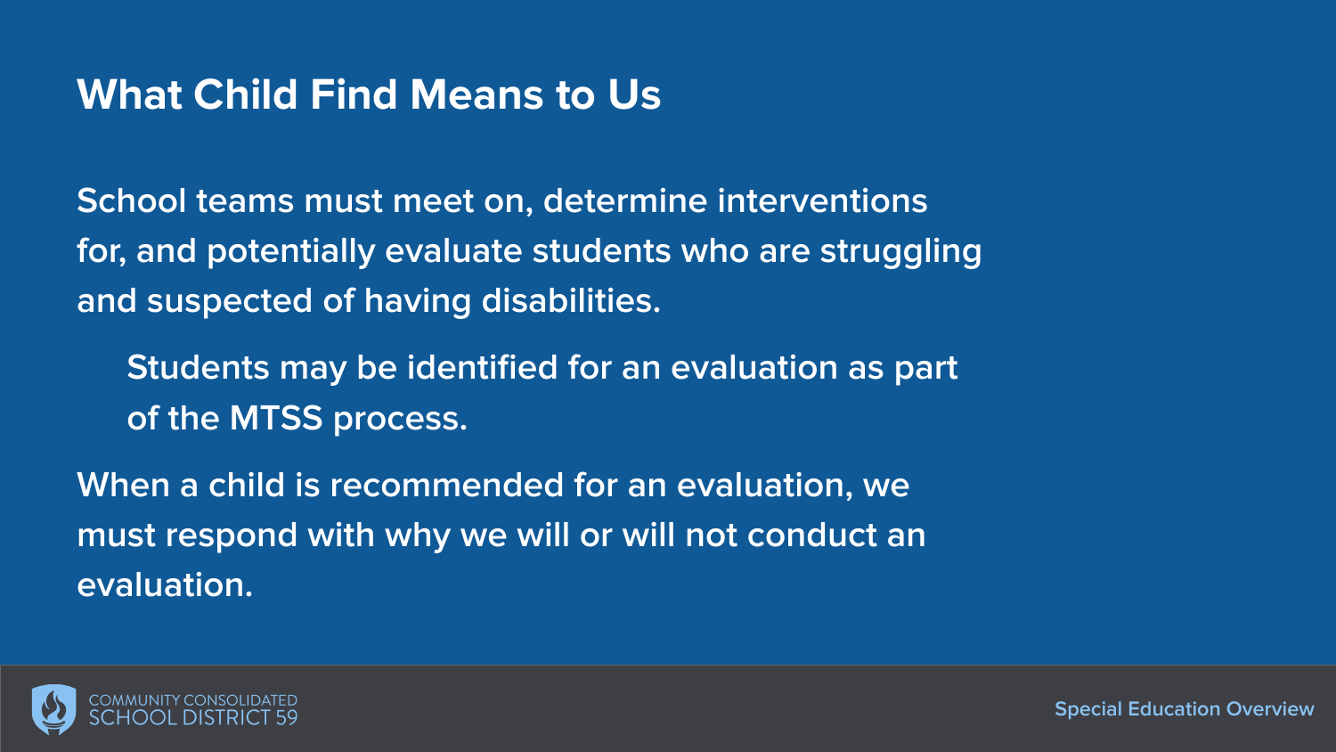# What Child Find Means to Us

School teams must meet on, determine interventions for, and potentially evaluate students who are struggling and suspected of having disabilities.

- Students may be identified for an evaluation as part of the MTSS process.

When a child is recommended for an evaluation, we must respond with why we will or will not conduct an evaluation.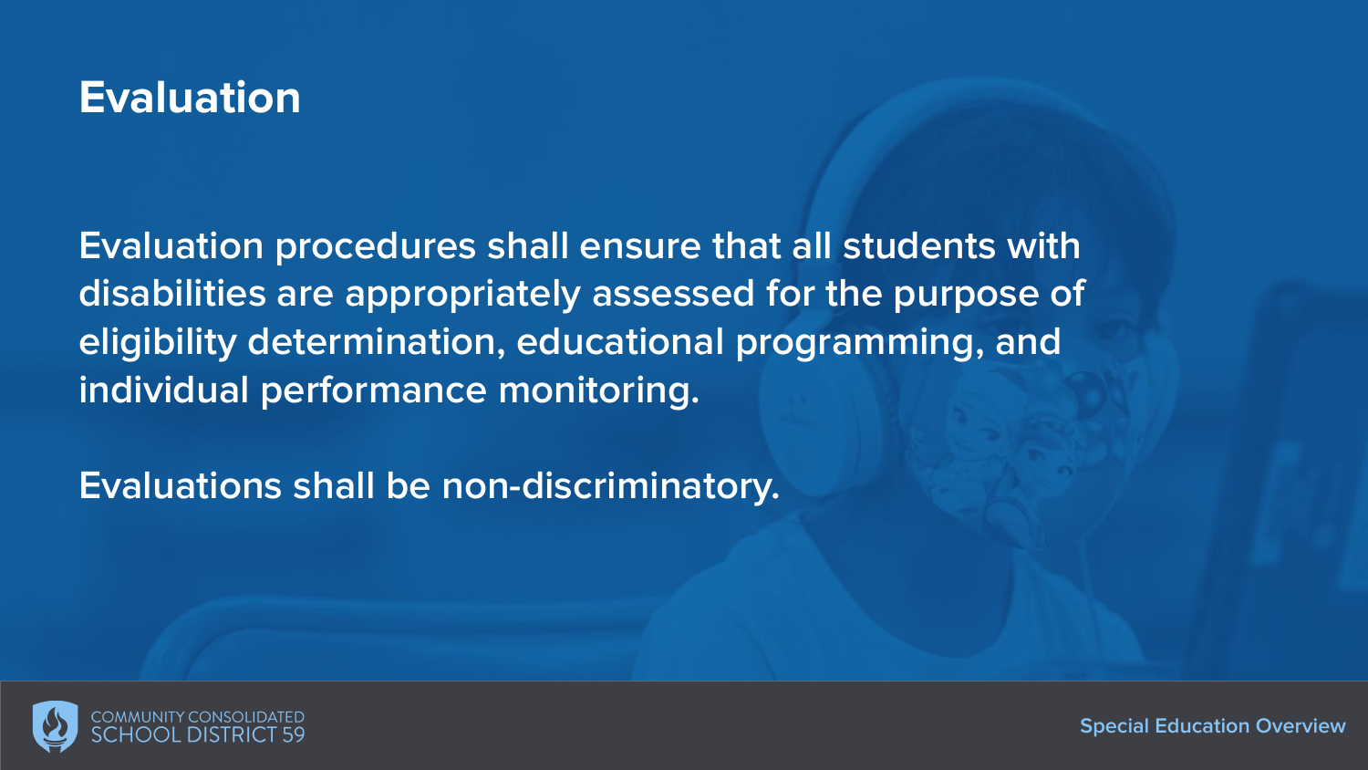# Evaluation

Evaluation procedures shall ensure that all students with disabilities are appropriately assessed for the purpose of eligibility determination, educational programming, and individual performance monitoring.

Evaluations shall be non-discriminatory.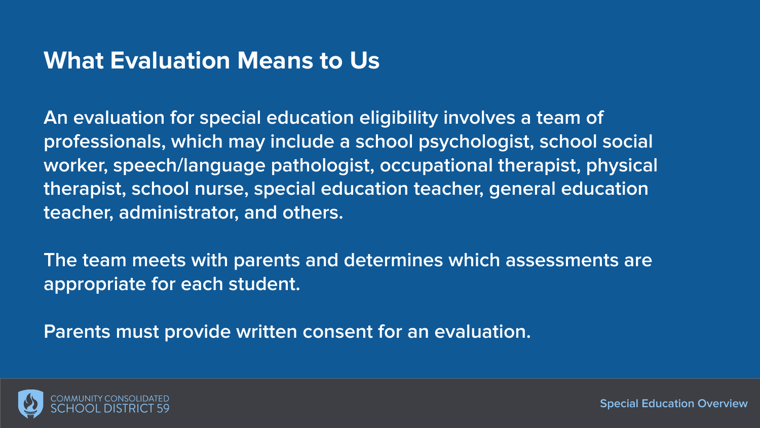## What Evaluation Means to Us

An evaluation for special education eligibility involves a team of professionals, which may include a school psychologist, school social worker, speech/language pathologist, occupational therapist, physical therapist, school nurse, special education teacher, general education teacher, administrator, and others.

The team meets with parents and determines which assessments are appropriate for each student.

Parents must provide written consent for an evaluation.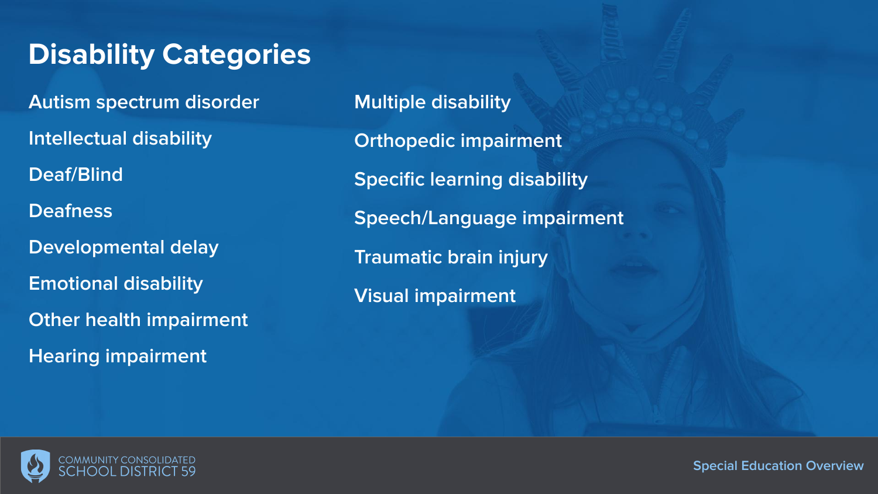# Disability Categories

- Autism spectrum disorder
- Intellectual disability
- Deaf/Blind
- Deafness
- Developmental delay
- Emotional disability
- Other health impairment
- Hearing impairment
- Multiple disability
- Orthopedic impairment
- Specific learning disability
- Speech/Language impairment
- Traumatic brain injury
- Visual impairment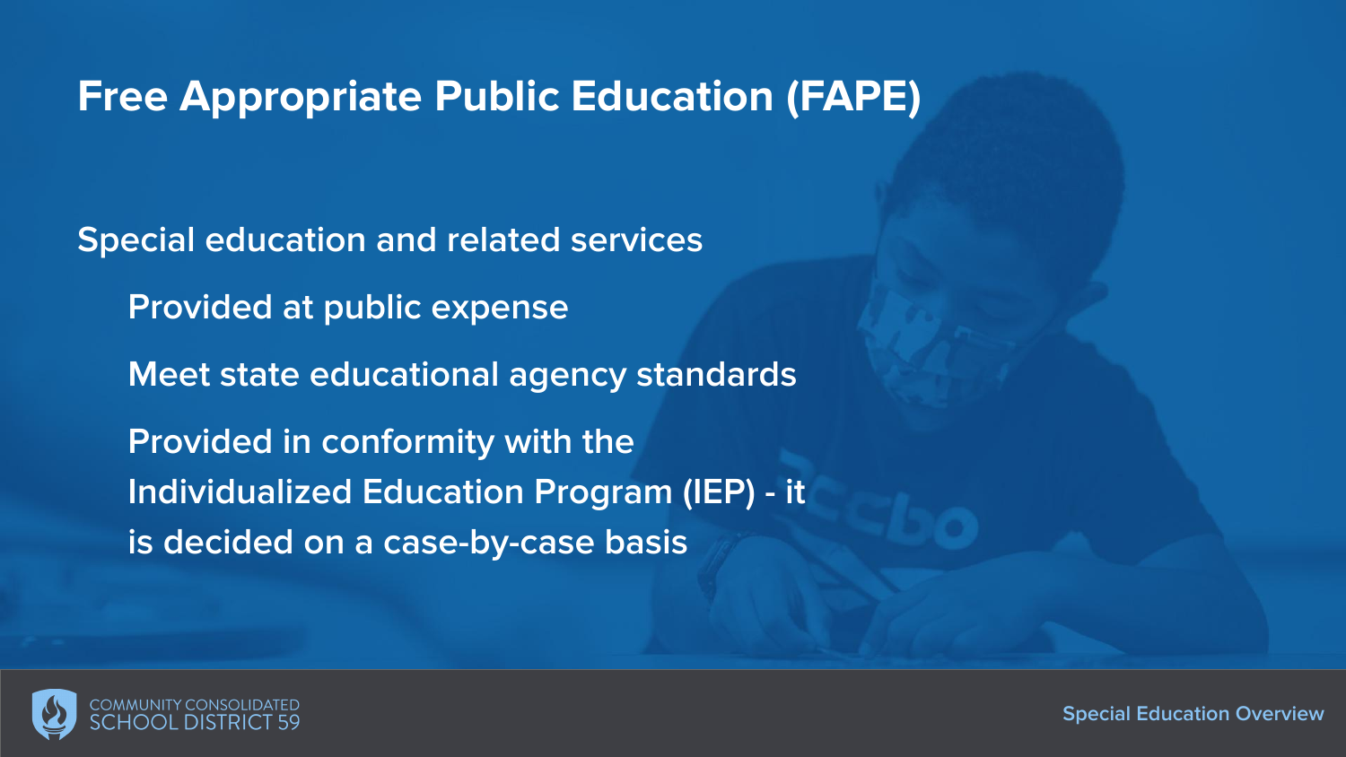# Free Appropriate Public Education (FAPE)

Special education and related services

- Provided at public expense
- Meet state educational agency standards
- Provided in conformity with the Individualized Education Program (IEP) - it is decided on a case-by-case basis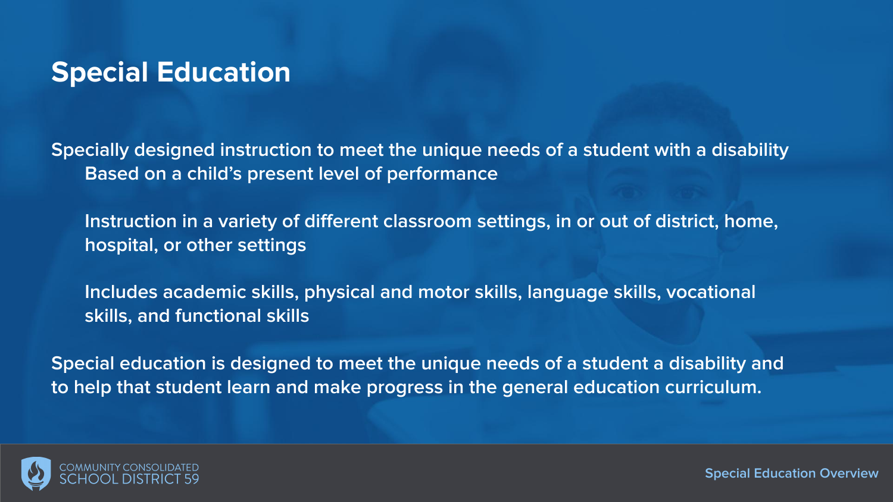# Special Education

Specially designed instruction to meet the unique needs of a student with a disability

- Based on a child's present level of performance
- Instruction in a variety of different classroom settings, in or out of district, home, hospital, or other settings
- Includes academic skills, physical and motor skills, language skills, vocational skills, and functional skills

Special education is designed to meet the unique needs of a student a disability and to help that student learn and make progress in the general education curriculum.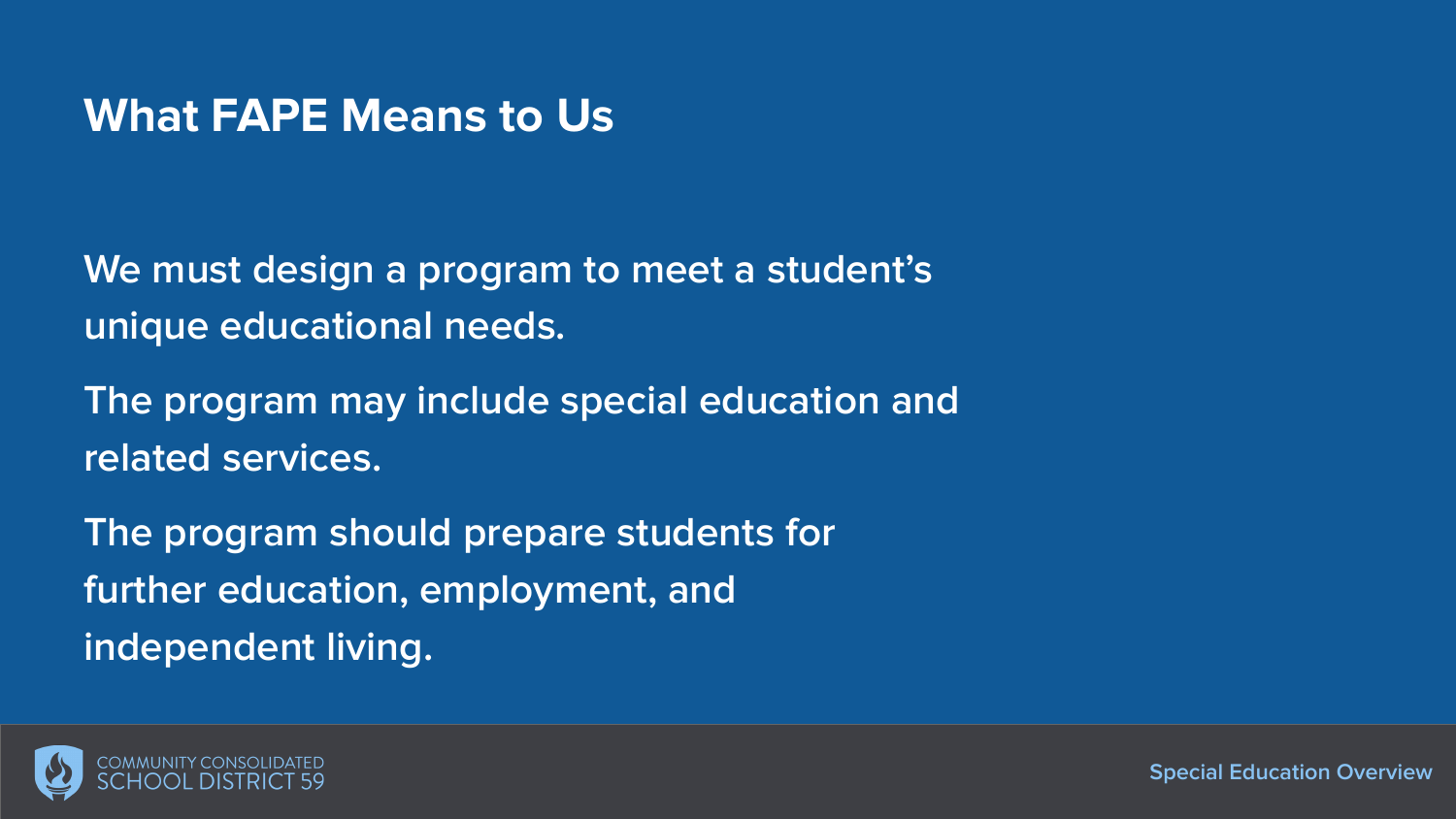## What FAPE Means to Us

We must design a program to meet a student's unique educational needs.

The program may include special education and related services.

The program should prepare students for further education, employment, and independent living.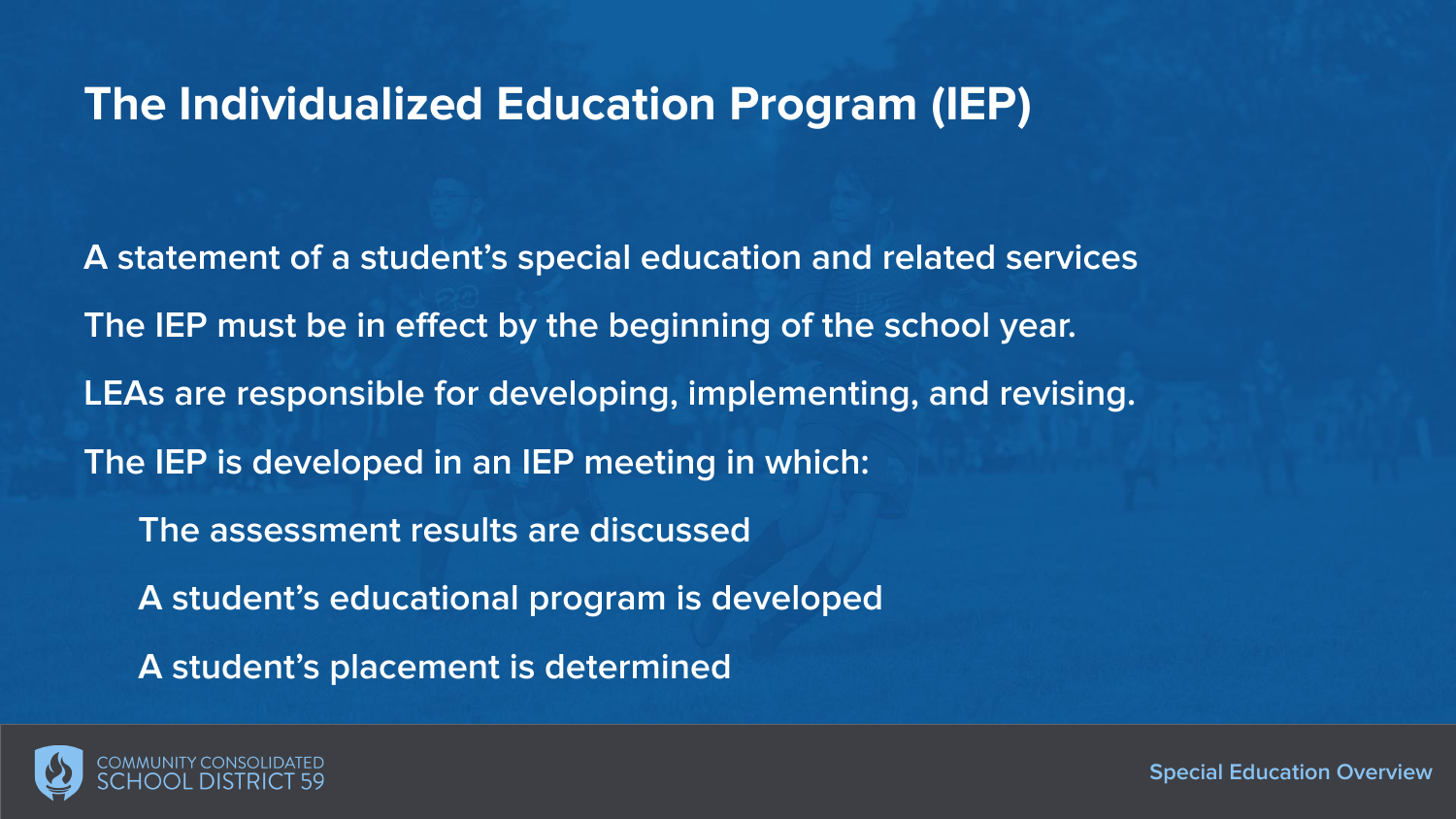# The Individualized Education Program (IEP)

A statement of a student's special education and related services

The IEP must be in effect by the beginning of the school year.

LEAs are responsible for developing, implementing, and revising.

The IEP is developed in an IEP meeting in which:

- The assessment results are discussed
- A student's educational program is developed
- A student's placement is determined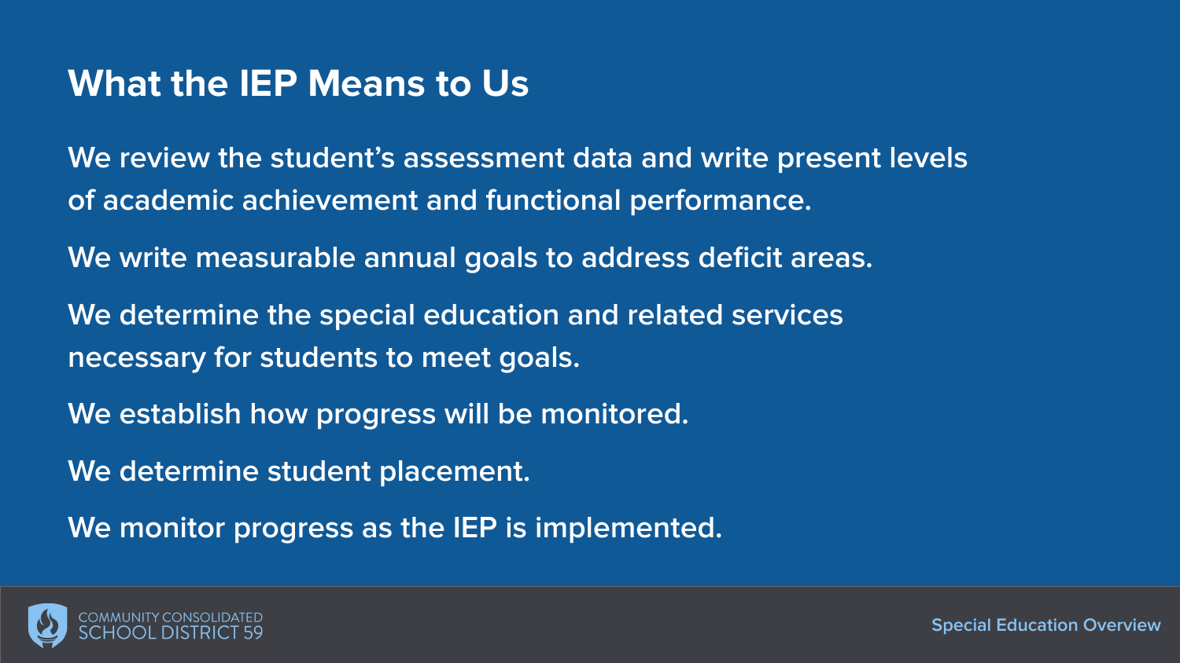# What the IEP Means to Us

We review the student's assessment data and write present levels of academic achievement and functional performance.

We write measurable annual goals to address deficit areas.

We determine the special education and related services necessary for students to meet goals.

We establish how progress will be monitored.

We determine student placement.

We monitor progress as the IEP is implemented.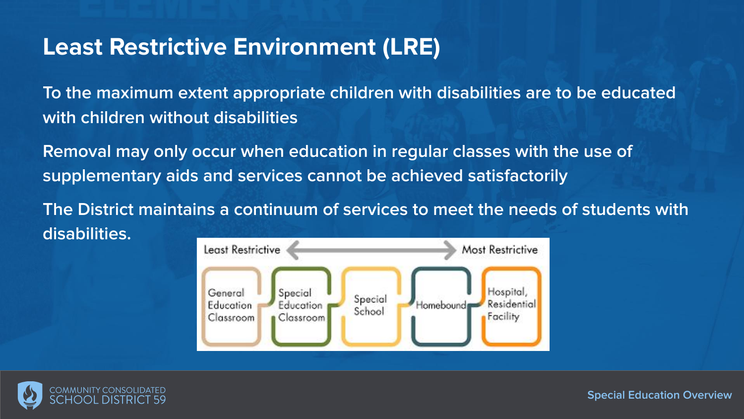# Least Restrictive Environment (LRE)

To the maximum extent appropriate children with disabilities are to be educated with children without disabilities

Removal may only occur when education in regular classes with the use of supplementary aids and services cannot be achieved satisfactorily

The District maintains a continuum of services to meet the needs of students with disabilities.

Least Restrictive ⟷ Most Restrictive

General Education Classroom → Special Education Classroom → Special School → Homebound → Hospital, Residential Facility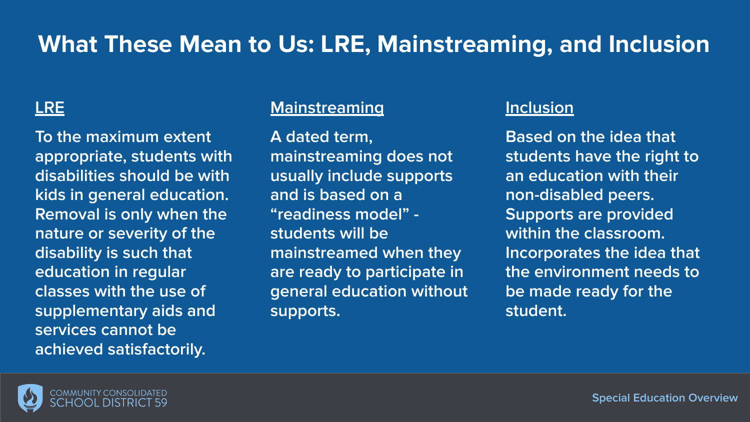# What These Mean to Us: LRE, Mainstreaming, and Inclusion

## LRE

To the maximum extent appropriate, students with disabilities should be with kids in general education. Removal is only when the nature or severity of the disability is such that education in regular classes with the use of supplementary aids and services cannot be achieved satisfactorily.

## Mainstreaming

A dated term, mainstreaming does not usually include supports and is based on a "readiness model" - students will be mainstreamed when they are ready to participate in general education without supports.

## Inclusion

Based on the idea that students have the right to an education with their non-disabled peers. Supports are provided within the classroom. Incorporates the idea that the environment needs to be made ready for the student.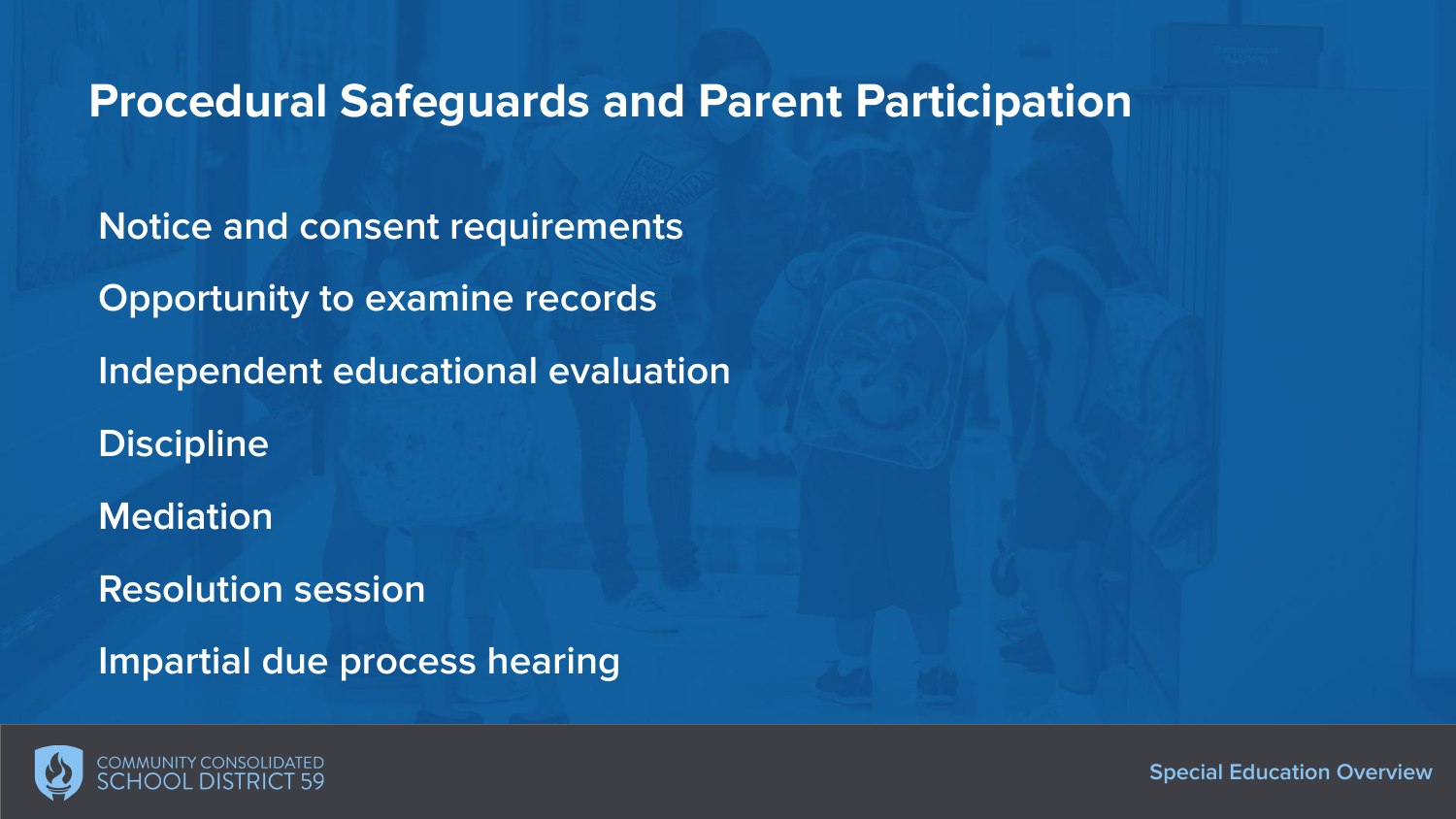# Procedural Safeguards and Parent Participation

- Notice and consent requirements
- Opportunity to examine records
- Independent educational evaluation
- Discipline
- Mediation
- Resolution session
- Impartial due process hearing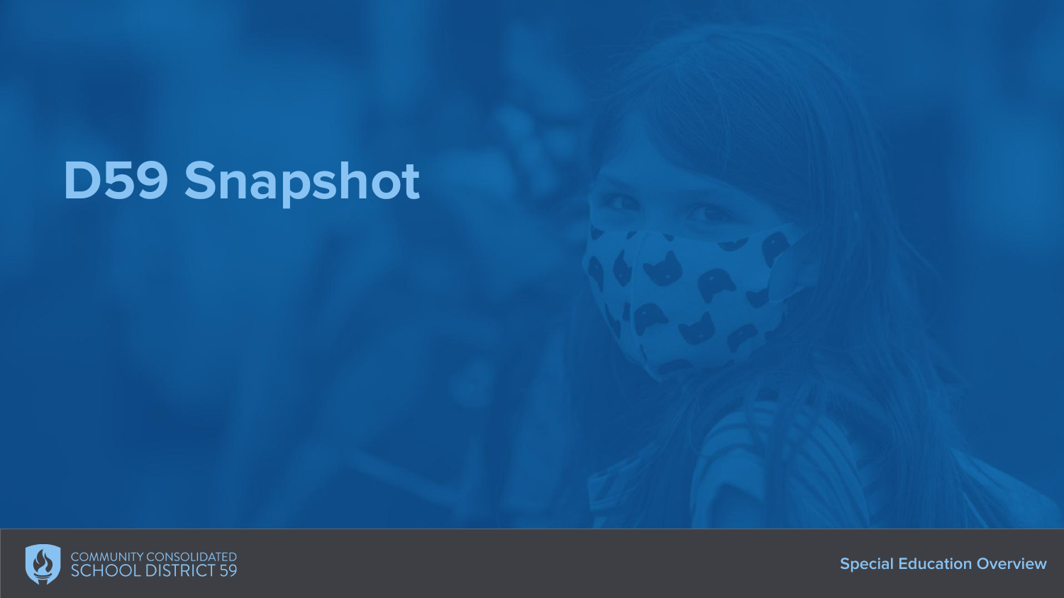# D59 Snapshot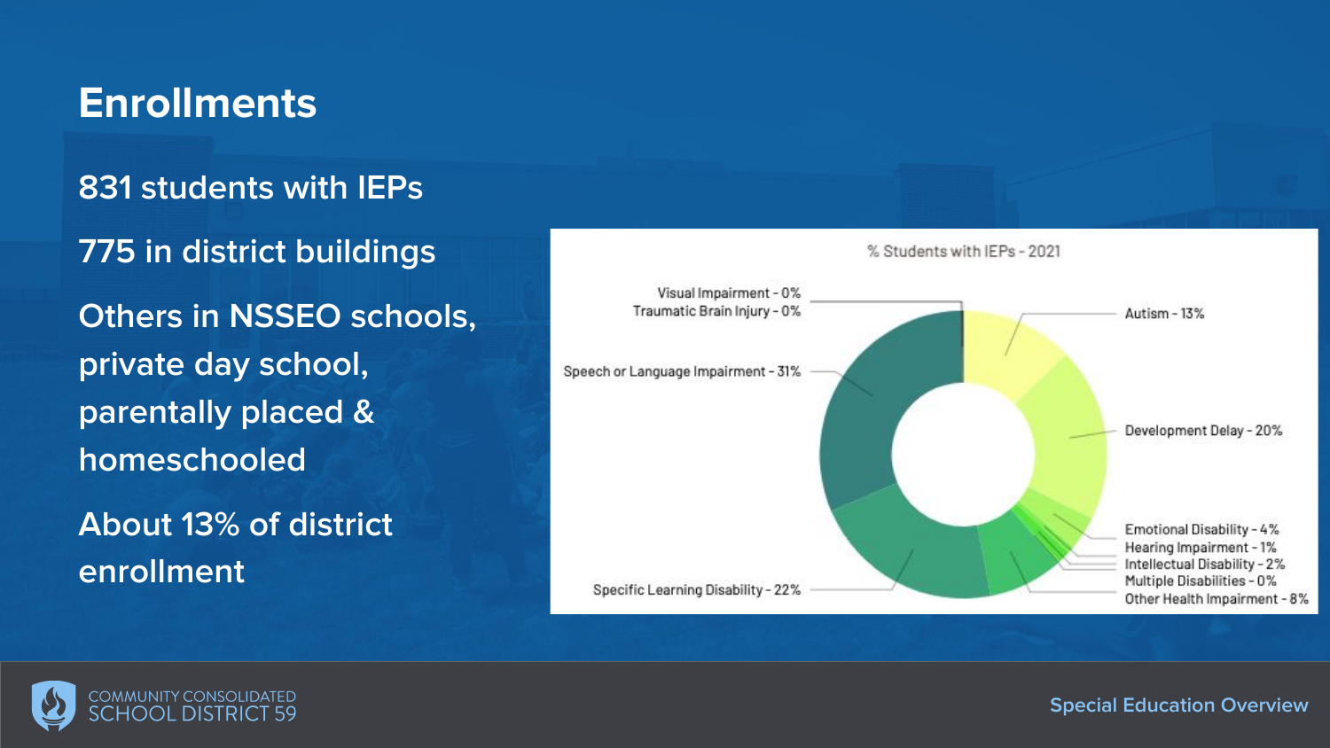# Enrollments

831 students with IEPs

775 in district buildings

Others in NSSEO schools, private day school, parentally placed & homeschooled

About 13% of district enrollment

% Students with IEPs - 2021

- Visual Impairment - 0%
- Traumatic Brain Injury - 0%
- Autism - 13%
- Speech or Language Impairment - 31%
- Development Delay - 20%
- Emotional Disability - 4%
- Hearing Impairment - 1%
- Intellectual Disability - 2%
- Multiple Disabilities - 0%
- Other Health Impairment - 8%
- Specific Learning Disability - 22%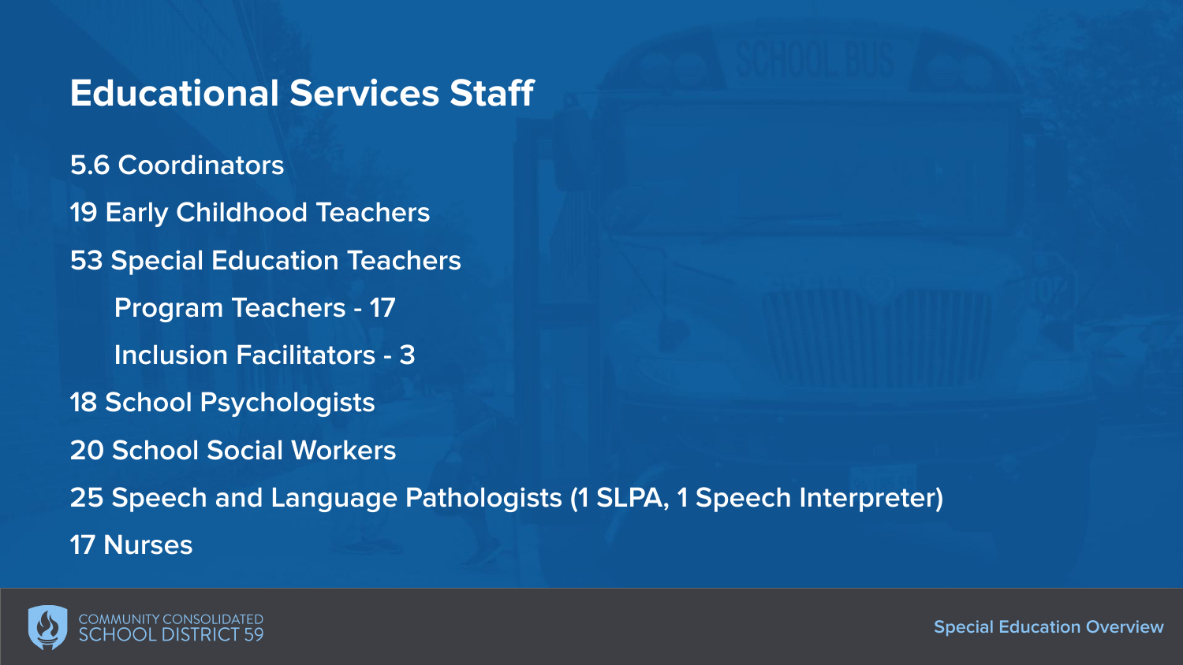# Educational Services Staff

- 5.6 Coordinators
- 19 Early Childhood Teachers
- 53 Special Education Teachers
  - Program Teachers - 17
  - Inclusion Facilitators - 3
- 18 School Psychologists
- 20 School Social Workers
- 25 Speech and Language Pathologists (1 SLPA, 1 Speech Interpreter)
- 17 Nurses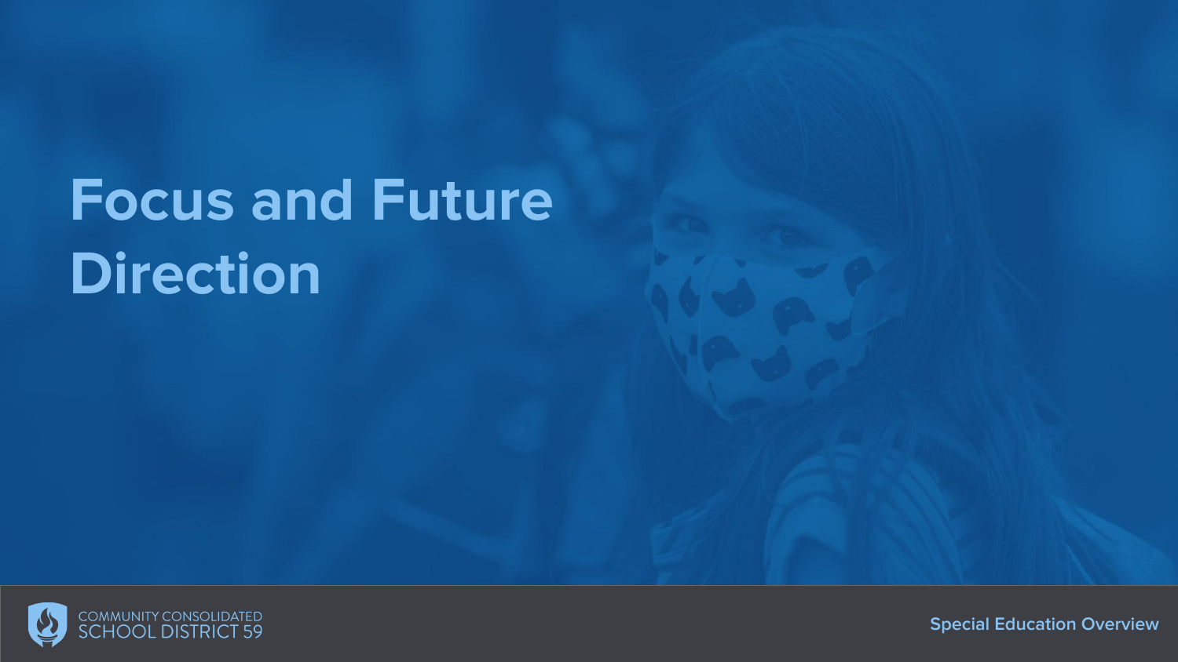# Focus and Future Direction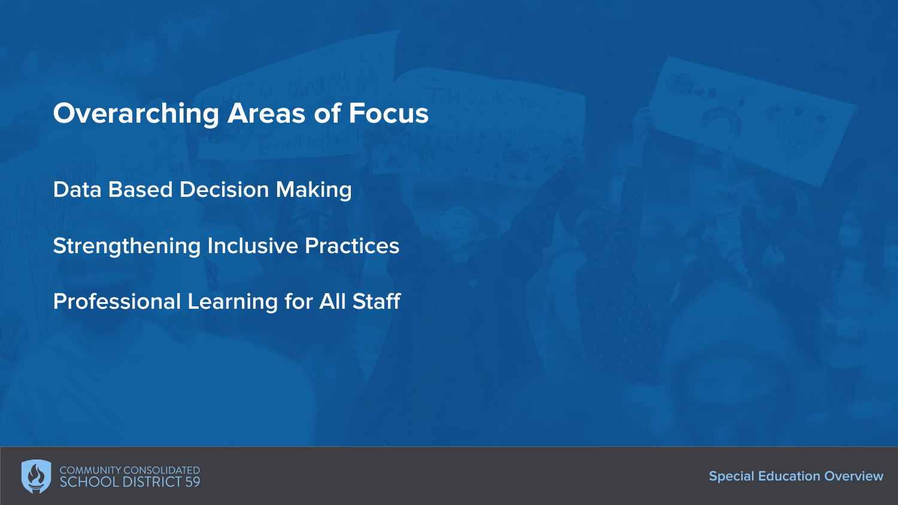# Overarching Areas of Focus

Data Based Decision Making

Strengthening Inclusive Practices

Professional Learning for All Staff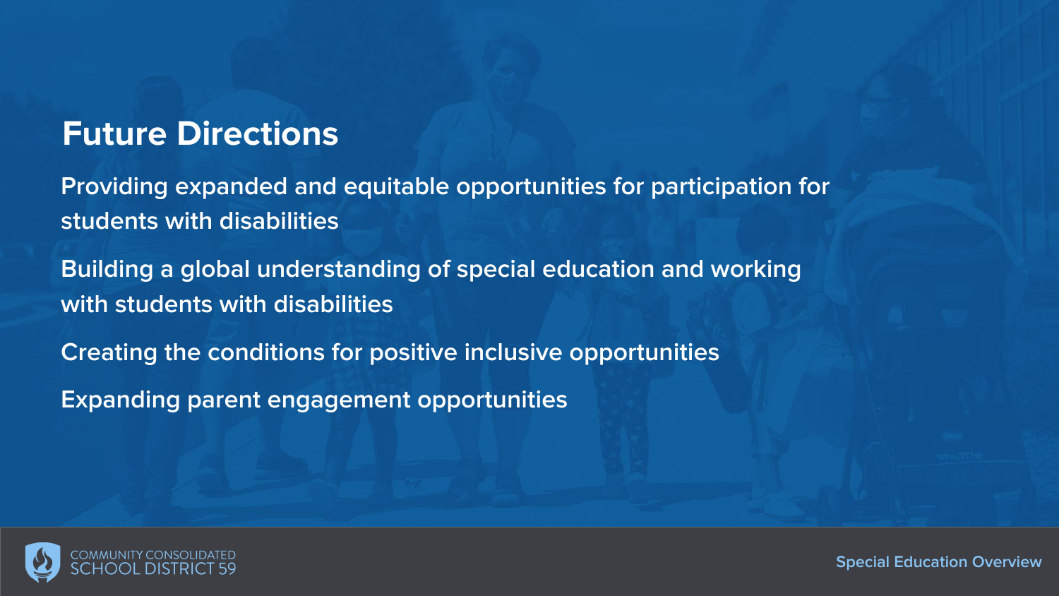## Future Directions

Providing expanded and equitable opportunities for participation for students with disabilities

Building a global understanding of special education and working with students with disabilities

Creating the conditions for positive inclusive opportunities

Expanding parent engagement opportunities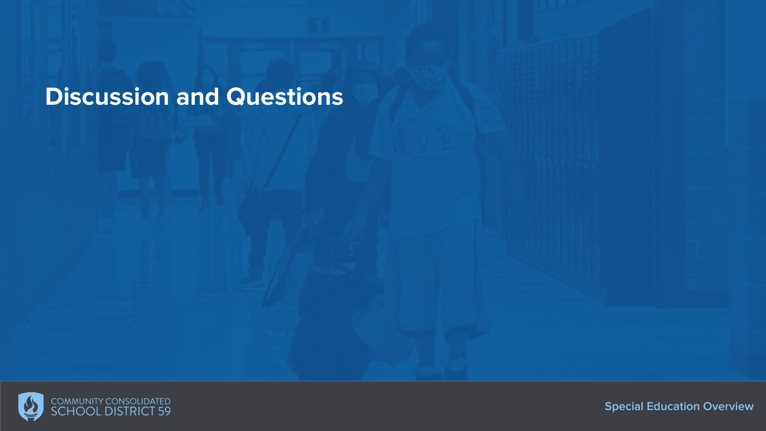# Discussion and Questions